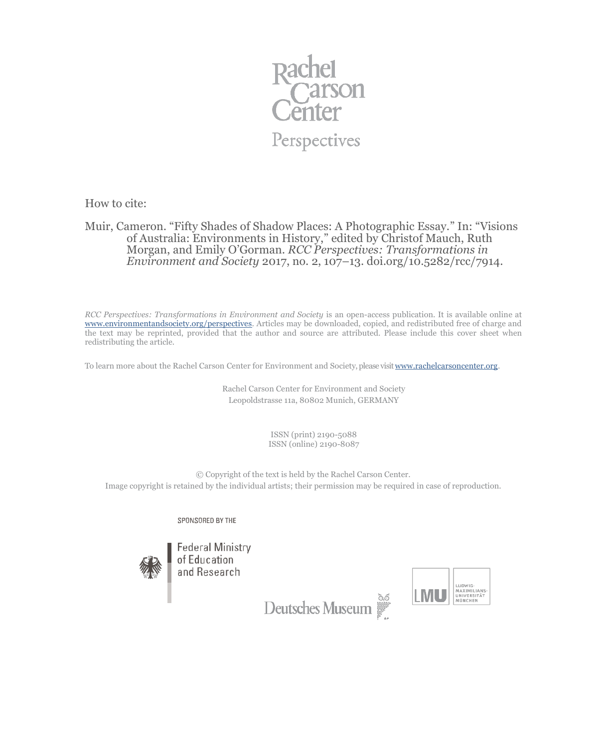Rachel Carson Center

Perspectives

How to cite:

Muir, Cameron. "Fifty Shades of Shadow Places: A Photographic Essay." In: "Visions of Australia: Environments in History," edited by Christof Mauch, Ruth Morgan, and Emily O'Gorman. *RCC Perspectives: Transformations in Environment and Society* 2017, no. 2, 107–13. doi.org/10.5282/rcc/7914.

*RCC Perspectives: Transformations in Environment and Society* is an open-access publication. It is available online at www.environmentandsociety.org/perspectives. Articles may be downloaded, copied, and redistributed free of charge and the text may be reprinted, provided that the author and source are attributed. Please include this cover sheet when redistributing the article.

To learn more about the Rachel Carson Center for Environment and Society, please visit www.rachelcarsoncenter.org.

Rachel Carson Center for Environment and Society
Leopoldstrasse 11a, 80802 Munich, GERMANY

ISSN (print) 2190-5088
ISSN (online) 2190-8087

© Copyright of the text is held by the Rachel Carson Center.
Image copyright is retained by the individual artists; their permission may be required in case of reproduction.

SPONSORED BY THE

Federal Ministry of Education and Research

Deutsches Museum

LMU LUDWIG-MAXIMILIANS-UNIVERSITÄT MÜNCHEN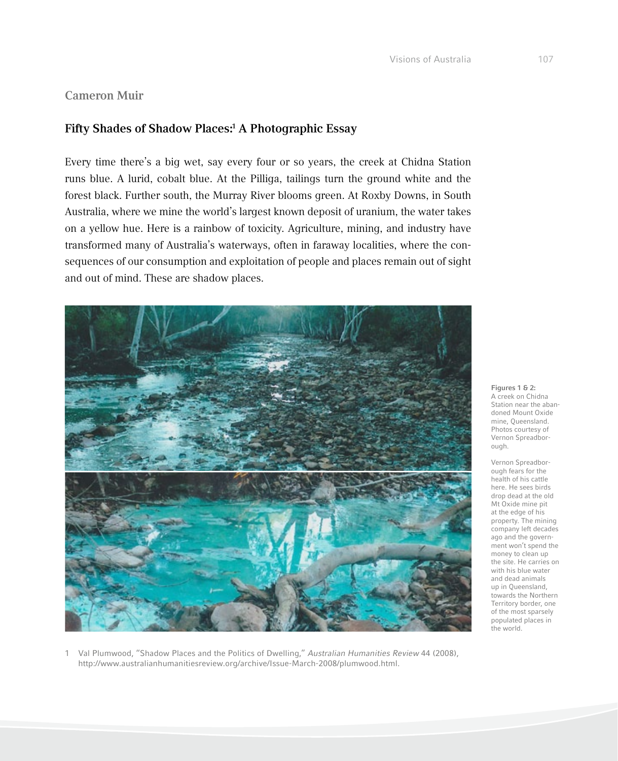Cameron Muir

## Fifty Shades of Shadow Places:[1] A Photographic Essay

Every time there's a big wet, say every four or so years, the creek at Chidna Station runs blue. A lurid, cobalt blue. At the Pilliga, tailings turn the ground white and the forest black. Further south, the Murray River blooms green. At Roxby Downs, in South Australia, where we mine the world's largest known deposit of uranium, the water takes on a yellow hue. Here is a rainbow of toxicity. Agriculture, mining, and industry have transformed many of Australia's waterways, often in faraway localities, where the consequences of our consumption and exploitation of people and places remain out of sight and out of mind. These are shadow places.

**Figures 1 & 2:** A creek on Chidna Station near the abandoned Mount Oxide mine, Queensland. Photos courtesy of Vernon Spreadborough.

Vernon Spreadborough fears for the health of his cattle here. He sees birds drop dead at the old Mt Oxide mine pit at the edge of his property. The mining company left decades ago and the government won't spend the money to clean up the site. He carries on with his blue water and dead animals up in Queensland, towards the Northern Territory border, one of the most sparsely populated places in the world.

1 Val Plumwood, "Shadow Places and the Politics of Dwelling," *Australian Humanities Review* 44 (2008), http://www.australianhumanitiesreview.org/archive/Issue-March-2008/plumwood.html.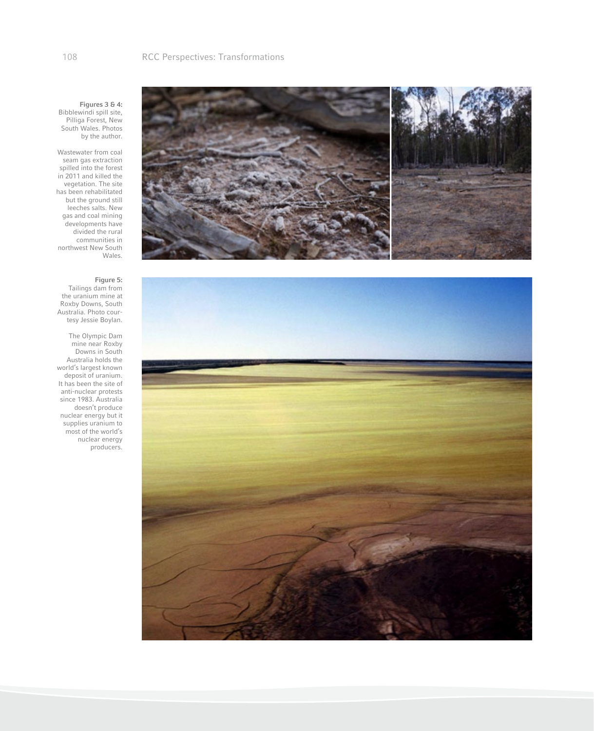**Figures 3 & 4:** Bibblewindi spill site, Pilliga Forest, New South Wales. Photos by the author.

Wastewater from coal seam gas extraction spilled into the forest in 2011 and killed the vegetation. The site has been rehabilitated but the ground still leeches salts. New gas and coal mining developments have divided the rural communities in northwest New South Wales.

**Figure 5:** Tailings dam from the uranium mine at Roxby Downs, South Australia. Photo courtesy Jessie Boylan.

The Olympic Dam mine near Roxby Downs in South Australia holds the world's largest known deposit of uranium. It has been the site of anti-nuclear protests since 1983. Australia doesn't produce nuclear energy but it supplies uranium to most of the world's nuclear energy producers.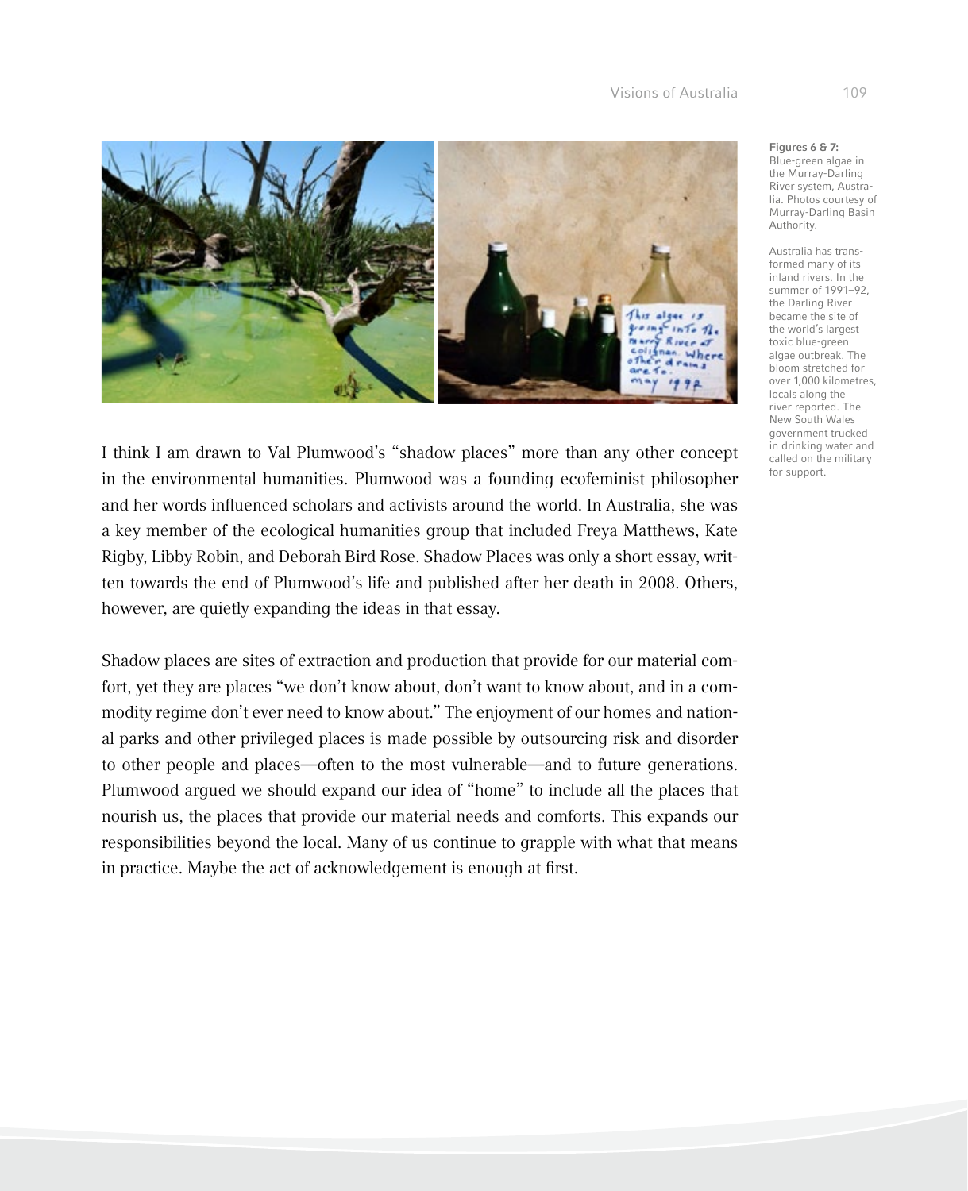**Figures 6 & 7:** Blue-green algae in the Murray-Darling River system, Australia. Photos courtesy of Murray-Darling Basin Authority.

Australia has transformed many of its inland rivers. In the summer of 1991–92, the Darling River became the site of the world's largest toxic blue-green algae outbreak. The bloom stretched for over 1,000 kilometres, locals along the river reported. The New South Wales government trucked in drinking water and called on the military for support.

I think I am drawn to Val Plumwood's "shadow places" more than any other concept in the environmental humanities. Plumwood was a founding ecofeminist philosopher and her words influenced scholars and activists around the world. In Australia, she was a key member of the ecological humanities group that included Freya Matthews, Kate Rigby, Libby Robin, and Deborah Bird Rose. Shadow Places was only a short essay, written towards the end of Plumwood's life and published after her death in 2008. Others, however, are quietly expanding the ideas in that essay.

Shadow places are sites of extraction and production that provide for our material comfort, yet they are places "we don't know about, don't want to know about, and in a commodity regime don't ever need to know about." The enjoyment of our homes and national parks and other privileged places is made possible by outsourcing risk and disorder to other people and places—often to the most vulnerable—and to future generations. Plumwood argued we should expand our idea of "home" to include all the places that nourish us, the places that provide our material needs and comforts. This expands our responsibilities beyond the local. Many of us continue to grapple with what that means in practice. Maybe the act of acknowledgement is enough at first.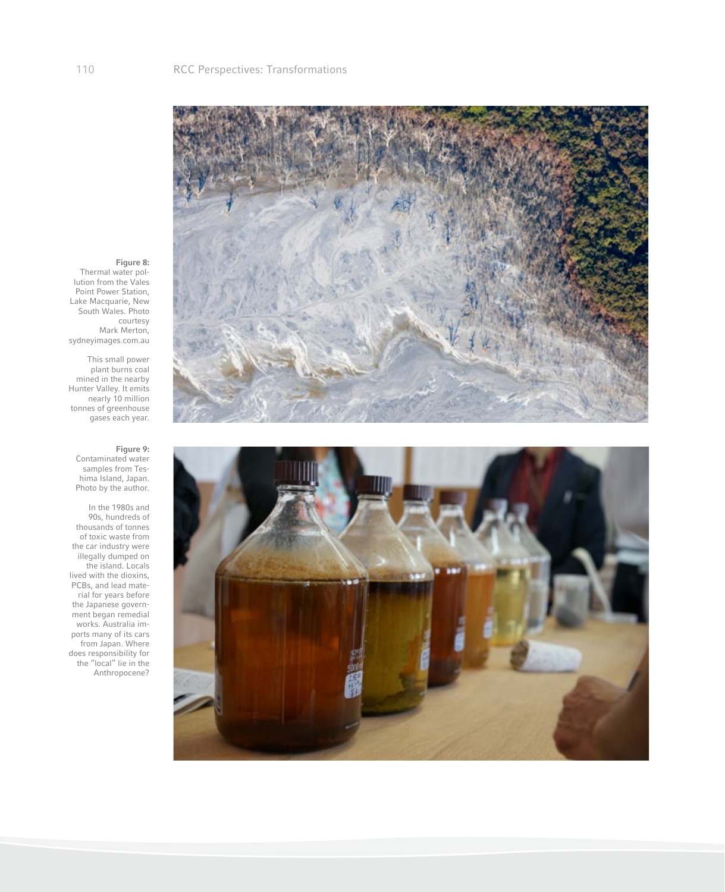**Figure 8:** Thermal water pollution from the Vales Point Power Station, Lake Macquarie, New South Wales. Photo courtesy Mark Merton, sydneyimages.com.au

This small power plant burns coal mined in the nearby Hunter Valley. It emits nearly 10 million tonnes of greenhouse gases each year.

**Figure 9:** Contaminated water samples from Teshima Island, Japan. Photo by the author.

In the 1980s and 90s, hundreds of thousands of tonnes of toxic waste from the car industry were illegally dumped on the island. Locals lived with the dioxins, PCBs, and lead material for years before the Japanese government began remedial works. Australia imports many of its cars from Japan. Where does responsibility for the "local" lie in the Anthropocene?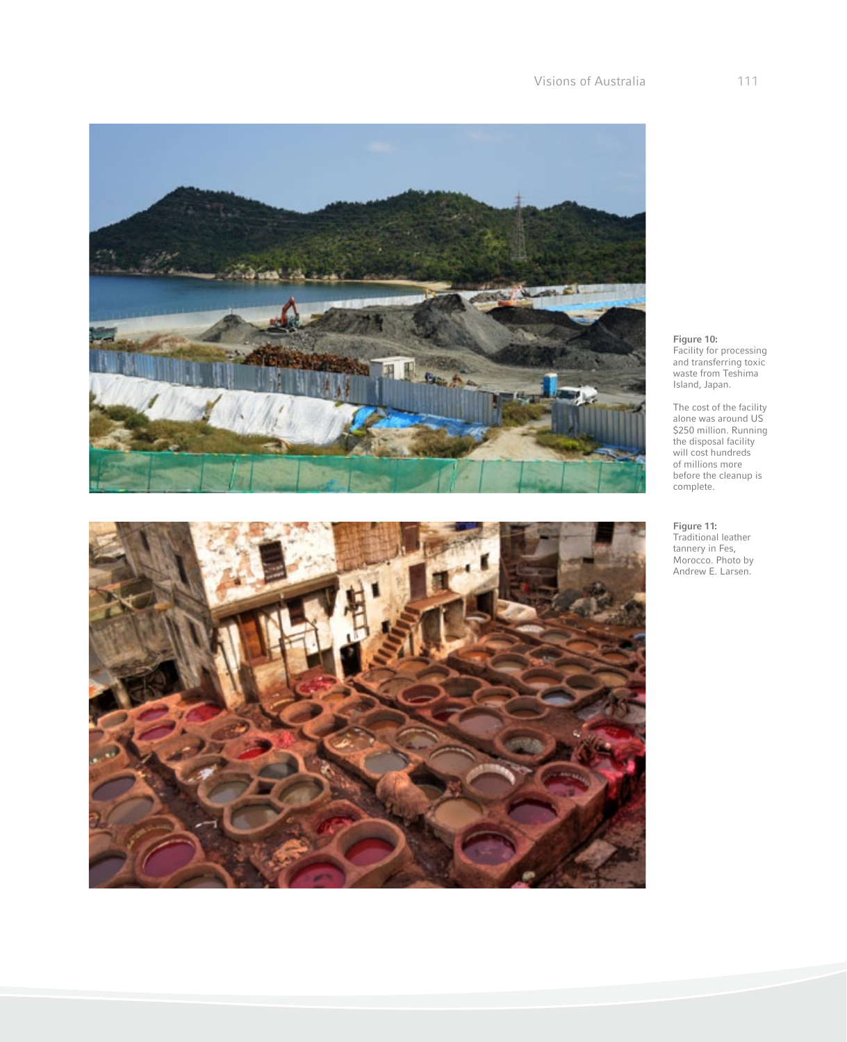**Figure 10:**
Facility for processing and transferring toxic waste from Teshima Island, Japan.

The cost of the facility alone was around US $250 million. Running the disposal facility will cost hundreds of millions more before the cleanup is complete.

**Figure 11:**
Traditional leather tannery in Fes, Morocco. Photo by Andrew E. Larsen.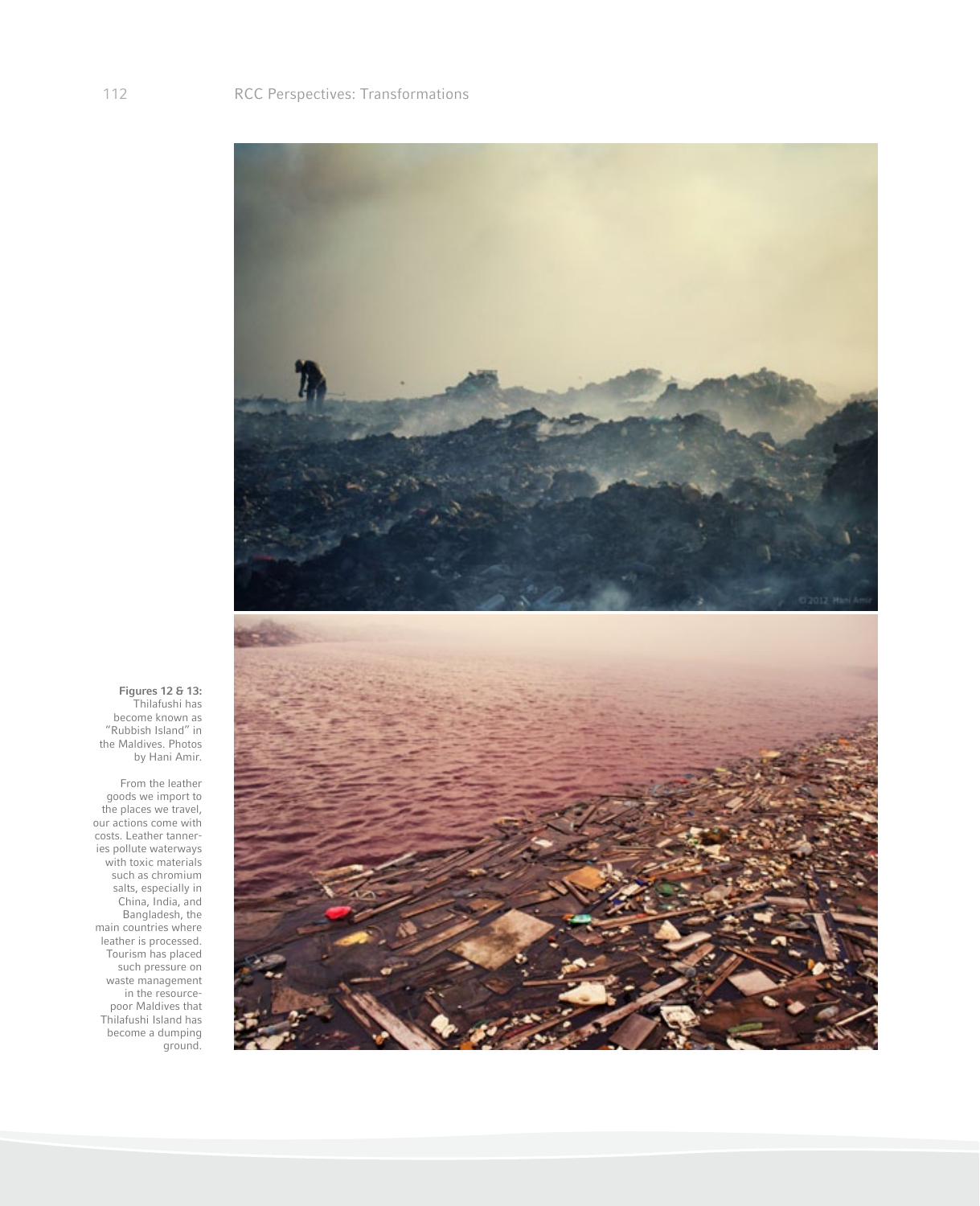**Figures 12 & 13:** Thilafushi has become known as "Rubbish Island" in the Maldives. Photos by Hani Amir.

From the leather goods we import to the places we travel, our actions come with costs. Leather tanneries pollute waterways with toxic materials such as chromium salts, especially in China, India, and Bangladesh, the main countries where leather is processed. Tourism has placed such pressure on waste management in the resource-poor Maldives that Thilafushi Island has become a dumping ground.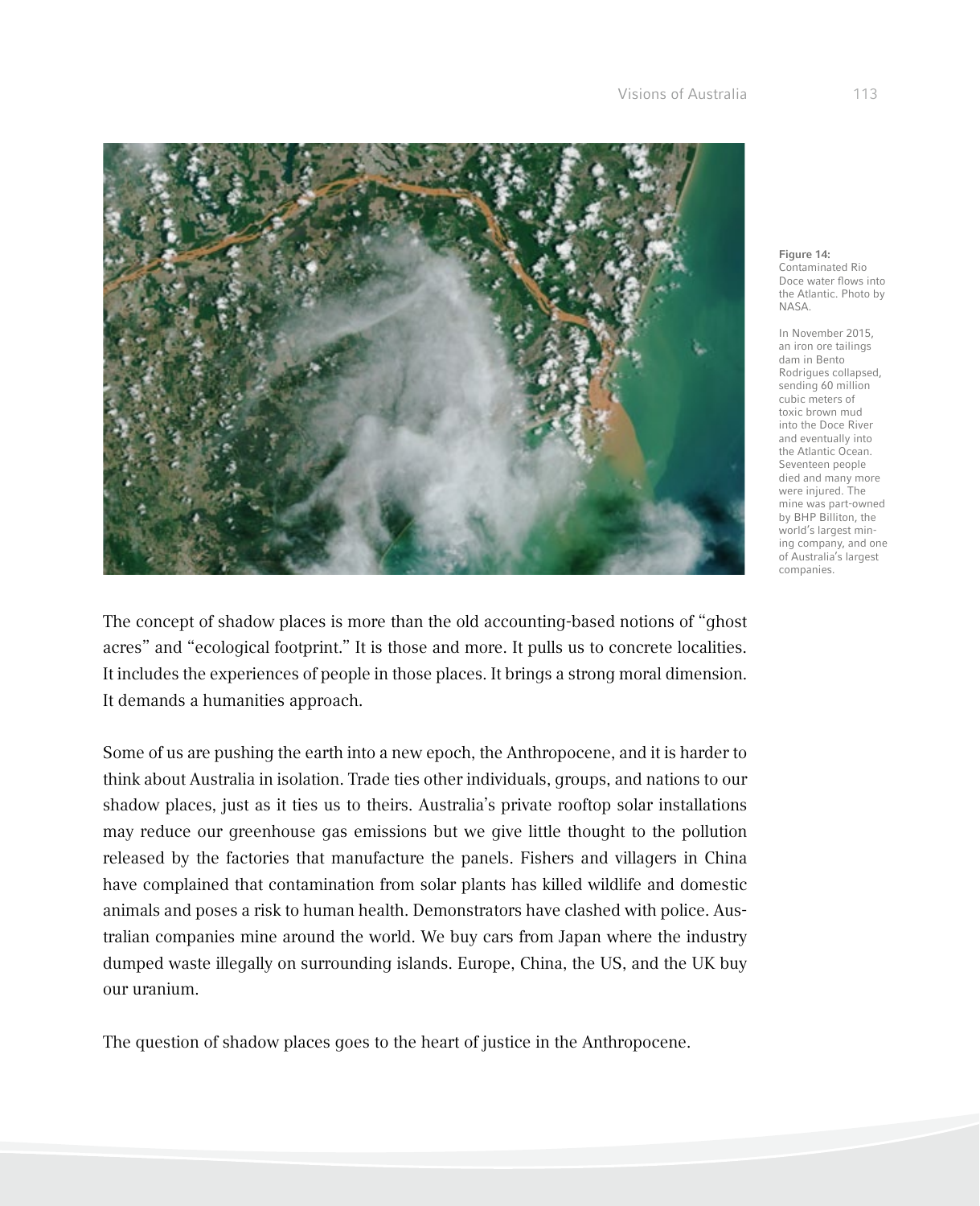**Figure 14:** Contaminated Rio Doce water flows into the Atlantic. Photo by NASA.

In November 2015, an iron ore tailings dam in Bento Rodrigues collapsed, sending 60 million cubic meters of toxic brown mud into the Doce River and eventually into the Atlantic Ocean. Seventeen people died and many more were injured. The mine was part-owned by BHP Billiton, the world's largest mining company, and one of Australia's largest companies.

The concept of shadow places is more than the old accounting-based notions of "ghost acres" and "ecological footprint." It is those and more. It pulls us to concrete localities. It includes the experiences of people in those places. It brings a strong moral dimension. It demands a humanities approach.

Some of us are pushing the earth into a new epoch, the Anthropocene, and it is harder to think about Australia in isolation. Trade ties other individuals, groups, and nations to our shadow places, just as it ties us to theirs. Australia's private rooftop solar installations may reduce our greenhouse gas emissions but we give little thought to the pollution released by the factories that manufacture the panels. Fishers and villagers in China have complained that contamination from solar plants has killed wildlife and domestic animals and poses a risk to human health. Demonstrators have clashed with police. Australian companies mine around the world. We buy cars from Japan where the industry dumped waste illegally on surrounding islands. Europe, China, the US, and the UK buy our uranium.

The question of shadow places goes to the heart of justice in the Anthropocene.